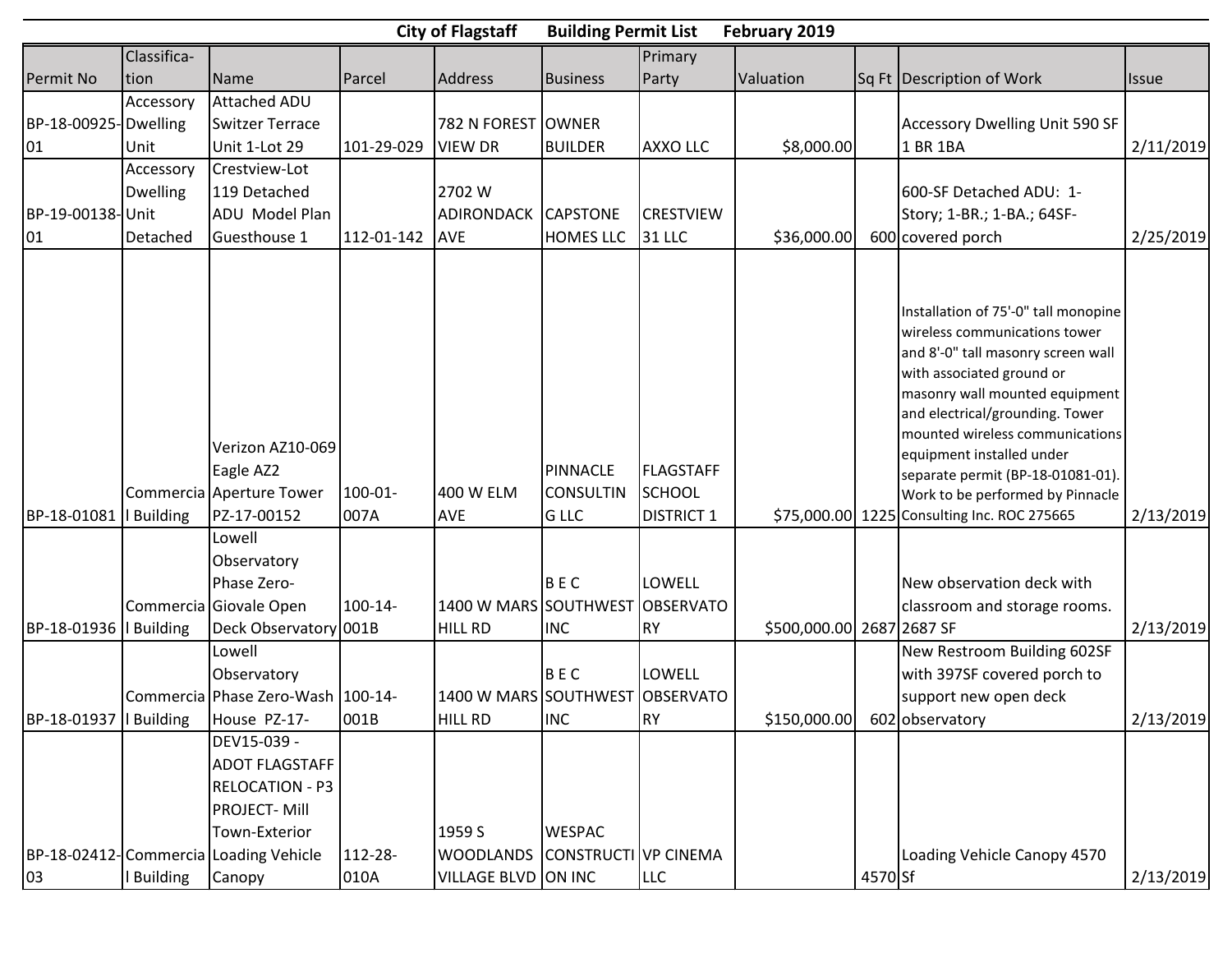# City of Flagstaff Building Permit List February 2019

| Permit No | Classification | Name | Parcel | Address | Business | Primary Party | Valuation | Sq Ft | Description of Work | Issue |
|---|---|---|---|---|---|---|---|---|---|---|
| BP-18-00925-01 | Accessory Dwelling Unit | Attached ADU Switzer Terrace Unit 1-Lot 29 | 101-29-029 | 782 N FOREST VIEW DR | OWNER BUILDER | AXXO LLC | $8,000.00 | | Accessory Dwelling Unit 590 SF 1 BR 1BA | 2/11/2019 |
| BP-19-00138-01 | Accessory Dwelling Unit Detached | Crestview-Lot 119 Detached ADU Model Plan Guesthouse 1 | 112-01-142 | 2702 W ADIRONDACK AVE | CAPSTONE HOMES LLC | CRESTVIEW 31 LLC | $36,000.00 | 600 | 600-SF Detached ADU: 1-Story; 1-BR.; 1-BA.; 64SF-covered porch | 2/25/2019 |
| BP-18-01081 | Commercial Building | Verizon AZ10-069 Eagle AZ2 Aperture Tower PZ-17-00152 | 100-01-007A | 400 W ELM AVE | PINNACLE CONSULTING LLC | FLAGSTAFF SCHOOL DISTRICT 1 | $75,000.00 | 1225 | Installation of 75'-0" tall monopine wireless communications tower and 8'-0" tall masonry screen wall with associated ground or masonry wall mounted equipment and electrical/grounding. Tower mounted wireless communications equipment installed under separate permit (BP-18-01081-01). Work to be performed by Pinnacle Consulting Inc. ROC 275665 | 2/13/2019 |
| BP-18-01936 | Commercial Building | Lowell Observatory Phase Zero-Giovale Open Deck Observatory | 100-14-001B | 1400 W MARS HILL RD | B E C SOUTHWEST INC | LOWELL OBSERVATORY | $500,000.00 | 2687 | New observation deck with classroom and storage rooms. 2687 SF | 2/13/2019 |
| BP-18-01937 | Commercial Building | Lowell Observatory Phase Zero-Wash House PZ-17- | 100-14-001B | 1400 W MARS HILL RD | B E C SOUTHWEST INC | LOWELL OBSERVATORY | $150,000.00 | 602 | New Restroom Building 602SF with 397SF covered porch to support new open deck observatory | 2/13/2019 |
| BP-18-02412-03 | Commercial Building | DEV15-039 - ADOT FLAGSTAFF RELOCATION - P3 PROJECT- Mill Town-Exterior Loading Vehicle Canopy | 112-28-010A | 1959 S WOODLANDS VILLAGE BLVD | WESPAC CONSTRUCTION INC | VP CINEMA LLC | | 4570 | Loading Vehicle Canopy 4570 Sf | 2/13/2019 |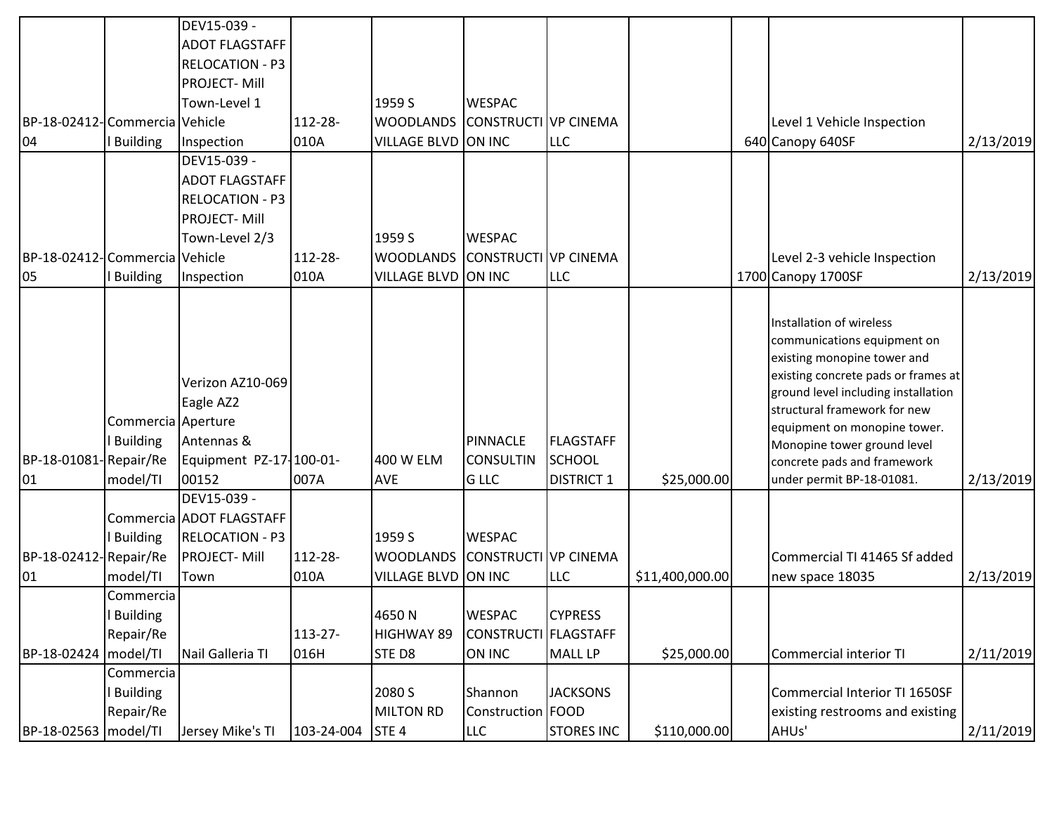| | | | | | | | | | | |
|---|---|---|---|---|---|---|---|---|---|---|
| BP-18-02412-04 | Commercial Building | DEV15-039 - ADOT FLAGSTAFF RELOCATION - P3 PROJECT- Mill Town-Level 1 Vehicle Inspection | 112-28-010A | 1959 S WOODLANDS VILLAGE BLVD | WESPAC CONSTRUCTION INC | VP CINEMA LLC | | 640 | Level 1 Vehicle Inspection Canopy 640SF | 2/13/2019 |
| BP-18-02412-05 | Commercial Building | DEV15-039 - ADOT FLAGSTAFF RELOCATION - P3 PROJECT- Mill Town-Level 2/3 Vehicle Inspection | 112-28-010A | 1959 S WOODLANDS VILLAGE BLVD | WESPAC CONSTRUCTION INC | VP CINEMA LLC | | 1700 | Level 2-3 vehicle Inspection Canopy 1700SF | 2/13/2019 |
| BP-18-01081-01 | Commercial Building Repair/Remodel/TI | Verizon AZ10-069 Eagle AZ2 Aperture Antennas & Equipment PZ-17-00152 | 100-01-007A | 400 W ELM AVE | PINNACLE CONSULTING LLC | FLAGSTAFF SCHOOL DISTRICT 1 | $25,000.00 | | Installation of wireless communications equipment on existing monopine tower and existing concrete pads or frames at ground level including installation structural framework for new equipment on monopine tower. Monopine tower ground level concrete pads and framework under permit BP-18-01081. | 2/13/2019 |
| BP-18-02412-01 | Commercial Building Repair/Remodel/TI | DEV15-039 - ADOT FLAGSTAFF RELOCATION - P3 PROJECT- Mill Town | 112-28-010A | 1959 S WOODLANDS VILLAGE BLVD | WESPAC CONSTRUCTION INC | VP CINEMA LLC | $11,400,000.00 | | Commercial TI 41465 Sf added new space 18035 | 2/13/2019 |
| BP-18-02424 | Commercial Building Repair/Remodel/TI | Nail Galleria TI | 113-27-016H | 4650 N HIGHWAY 89 STE D8 | WESPAC CONSTRUCTION INC | CYPRESS FLAGSTAFF MALL LP | $25,000.00 | | Commercial interior TI | 2/11/2019 |
| BP-18-02563 | Commercial Building Repair/Remodel/TI | Jersey Mike's TI | 103-24-004 | 2080 S MILTON RD STE 4 | Shannon Construction LLC | JACKSONS FOOD STORES INC | $110,000.00 | | Commercial Interior TI 1650SF existing restrooms and existing AHUs' | 2/11/2019 |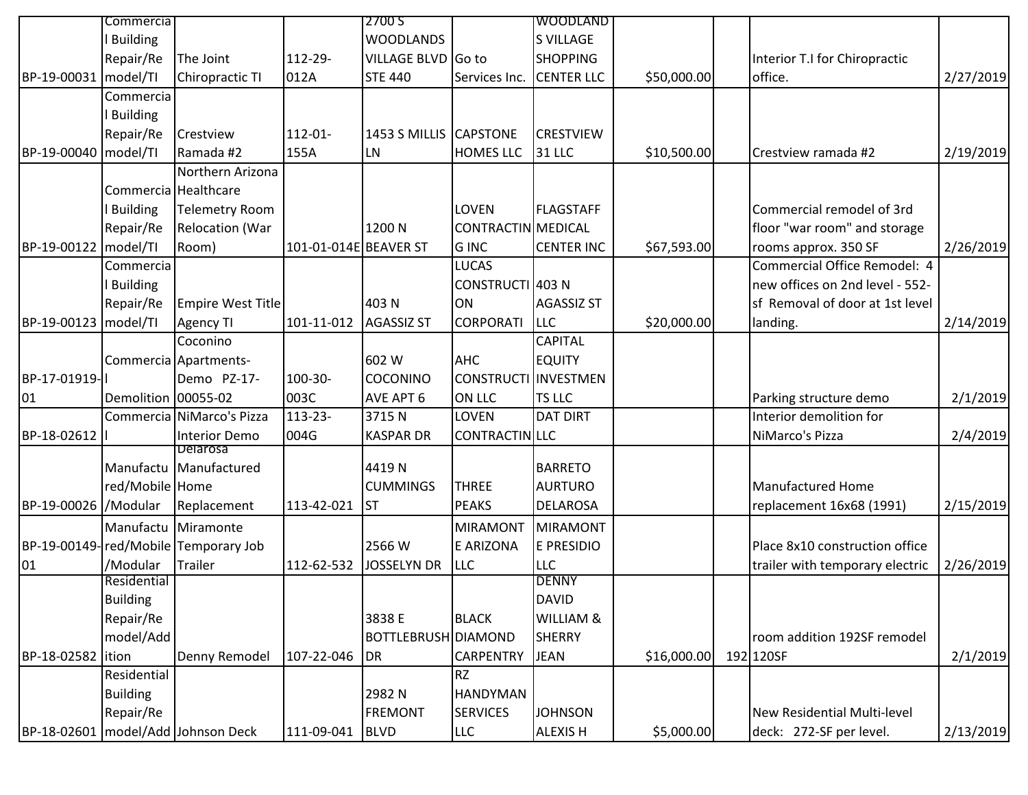| | | | | | | | | | | |
|---|---|---|---|---|---|---|---|---|---|---|
| BP-19-00031 | Commercial Building Repair/Remodel/TI | The Joint Chiropractic TI | 112-29-012A | 2700 S WOODLANDS VILLAGE BLVD STE 440 | Go to Services Inc. | WOODLANDS VILLAGE SHOPPING CENTER LLC | $50,000.00 | | Interior T.I for Chiropractic office. | 2/27/2019 |
| BP-19-00040 | Commercial Building Repair/Remodel/TI | Crestview Ramada #2 | 112-01-155A | 1453 S MILLIS LN | CAPSTONE HOMES LLC | CRESTVIEW 31 LLC | $10,500.00 | | Crestview ramada #2 | 2/19/2019 |
| BP-19-00122 | Commercial Building Repair/Remodel/TI | Northern Arizona Healthcare Telemetry Room Relocation (War Room) | 101-01-014E | 1200 N BEAVER ST | LOVEN CONTRACTING INC | FLAGSTAFF MEDICAL CENTER INC | $67,593.00 | | Commercial remodel of 3rd floor "war room" and storage rooms approx. 350 SF | 2/26/2019 |
| BP-19-00123 | Commercial Building Repair/Remodel/TI | Empire West Title Agency TI | 101-11-012 | 403 N AGASSIZ ST | LUCAS CONSTRUCTION CORPORATI | 403 N AGASSIZ ST LLC | $20,000.00 | | Commercial Office Remodel: 4 new offices on 2nd level - 552-sf Removal of door at 1st level landing. | 2/14/2019 |
| BP-17-01919-01 | Commercial Demolition | Coconino Apartments-Demo PZ-17-00055-02 | 100-30-003C | 602 W COCONINO AVE APT 6 | AHC CONSTRUCTION LLC | CAPITAL EQUITY INVESTMENTS LLC | | | Parking structure demo | 2/1/2019 |
| BP-18-02612 | Commercial | NiMarco's Pizza Interior Demo | 113-23-004G | 3715 N KASPAR DR | LOVEN CONTRACTIN | DAT DIRT LLC | | | Interior demolition for NiMarco's Pizza | 2/4/2019 |
| BP-19-00026 | Manufactured/Mobile/Modular | Delarosa Manufactured Home Replacement | 113-42-021 | 4419 N CUMMINGS ST | THREE PEAKS | BARRETO AURTURO DELAROSA | | | Manufactured Home replacement 16x68 (1991) | 2/15/2019 |
| BP-19-00149-01 | Manufactured/Mobile/Modular | Miramonte Temporary Job Trailer | 112-62-532 | 2566 W JOSSELYN DR | MIRAMONTE ARIZONA LLC | MIRAMONTE PRESIDIO LLC | | | Place 8x10 construction office trailer with temporary electric | 2/26/2019 |
| BP-18-02582 | Residential Building Repair/Remodel/Addition | Denny Remodel | 107-22-046 | 3838 E BOTTLEBRUSH DR | BLACK DIAMOND CARPENTRY | DENNY DAVID WILLIAM & SHERRY JEAN | $16,000.00 | 192 | room addition 192SF remodel 120SF | 2/1/2019 |
| BP-18-02601 | Residential Building Repair/Remodel/Add | Johnson Deck | 111-09-041 | 2982 N FREMONT BLVD | RZ HANDYMAN SERVICES LLC | JOHNSON ALEXIS H | $5,000.00 | | New Residential Multi-level deck: 272-SF per level. | 2/13/2019 |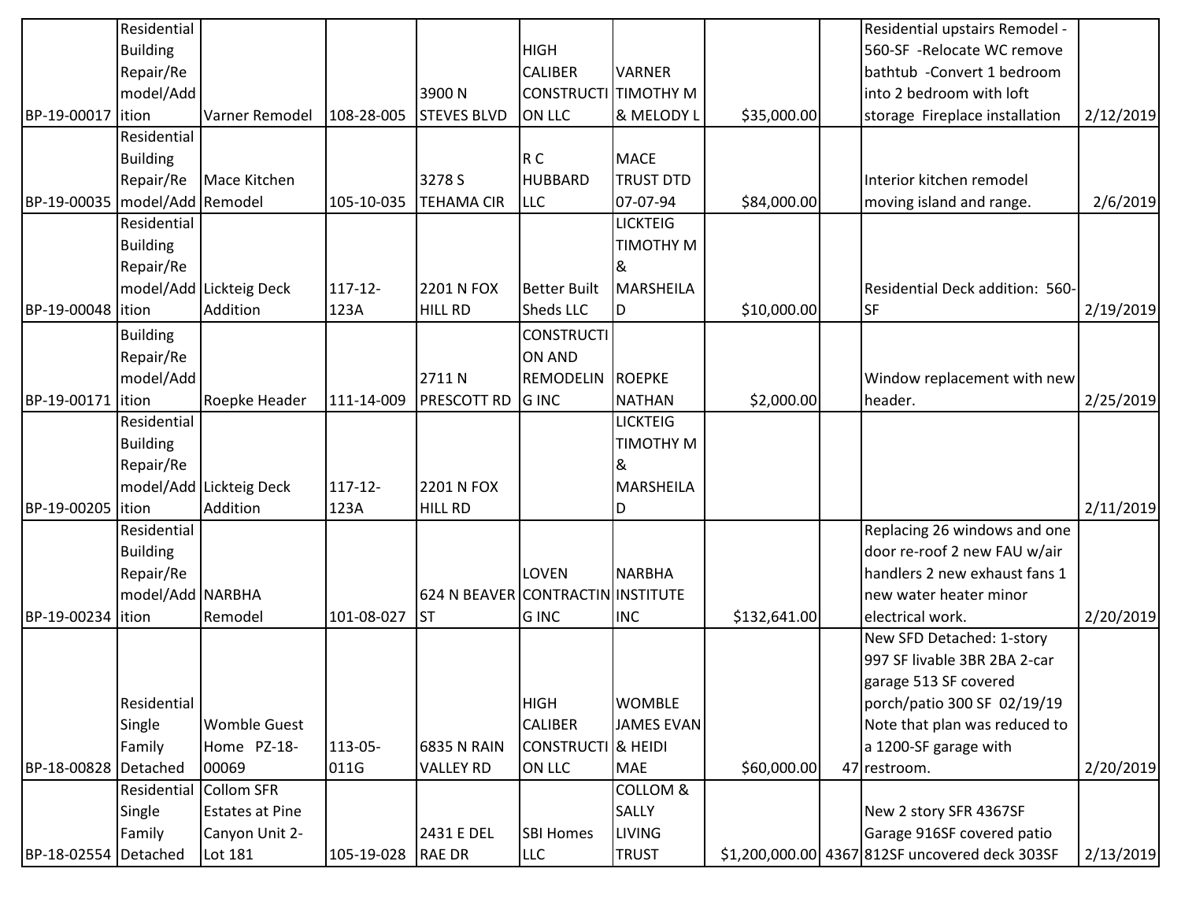| | | | | | | | | | | |
|---|---|---|---|---|---|---|---|---|---|---|
| BP-19-00017 | Residential Building Repair/Remodel/Addition | Varner Remodel | 108-28-005 | 3900 N STEVES BLVD | HIGH CALIBER CONSTRUCTION LLC | VARNER TIMOTHY M & MELODY L | $35,000.00 | | Residential upstairs Remodel - 560-SF -Relocate WC remove bathtub -Convert 1 bedroom into 2 bedroom with loft storage Fireplace installation | 2/12/2019 |
| BP-19-00035 | Residential Building Repair/Remodel/Add | Mace Kitchen Remodel | 105-10-035 | 3278 S TEHAMA CIR | R C HUBBARD LLC | MACE TRUST DTD 07-07-94 | $84,000.00 | | Interior kitchen remodel moving island and range. | 2/6/2019 |
| BP-19-00048 | Residential Building Repair/Remodel/Addition | Lickteig Deck Addition | 117-12-123A | 2201 N FOX HILL RD | Better Built Sheds LLC | LICKTEIG TIMOTHY M & MARSHEILA D | $10,000.00 | | Residential Deck addition: 560-SF | 2/19/2019 |
| BP-19-00171 | Building Repair/Remodel/Addition | Roepke Header | 111-14-009 | 2711 N PRESCOTT RD | CONSTRUCTION AND REMODELING INC | ROEPKE NATHAN | $2,000.00 | | Window replacement with new header. | 2/25/2019 |
| BP-19-00205 | Residential Building Repair/Remodel/Addition | Lickteig Deck Addition | 117-12-123A | 2201 N FOX HILL RD | | LICKTEIG TIMOTHY M & MARSHEILA D | | | | 2/11/2019 |
| BP-19-00234 | Residential Building Repair/Remodel/Addition | NARBHA Remodel | 101-08-027 | 624 N BEAVER ST | LOVEN CONTRACTING INC | NARBHA INSTITUTE INC | $132,641.00 | | Replacing 26 windows and one door re-roof 2 new FAU w/air handlers 2 new exhaust fans 1 new water heater minor electrical work. | 2/20/2019 |
| BP-18-00828 | Residential Single Family Detached | Womble Guest Home PZ-18-00069 | 113-05-011G | 6835 N RAIN VALLEY RD | HIGH CALIBER CONSTRUCTION LLC | WOMBLE JAMES EVAN & HEIDI MAE | $60,000.00 | 47 | New SFD Detached: 1-story 997 SF livable 3BR 2BA 2-car garage 513 SF covered porch/patio 300 SF 02/19/19 Note that plan was reduced to a 1200-SF garage with restroom. | 2/20/2019 |
| BP-18-02554 | Residential Single Family Detached | Collom SFR Estates at Pine Canyon Unit 2-Lot 181 | 105-19-028 | 2431 E DEL RAE DR | SBI Homes LLC | COLLOM & SALLY LIVING TRUST | $1,200,000.00 | 4367 | New 2 story SFR 4367SF Garage 916SF covered patio 812SF uncovered deck 303SF | 2/13/2019 |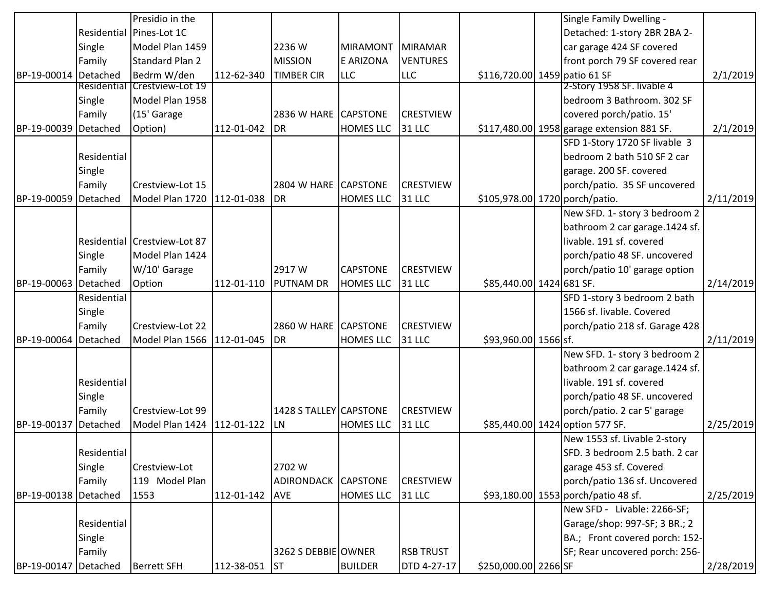| | | | | | | | | | | |
|---|---|---|---|---|---|---|---|---|---|---|
| BP-19-00014 | Residential Single Family Detached | Presidio in the Pines-Lot 1C Model Plan 1459 Standard Plan 2 Bedrm W/den | 112-62-340 | 2236 W MISSION TIMBER CIR | MIRAMONTE ARIZONA LLC | MIRAMAR VENTURES LLC | $116,720.00 | 1459 | Single Family Dwelling - Detached: 1-story 2BR 2BA 2-car garage 424 SF covered front porch 79 SF covered rear patio 61 SF | 2/1/2019 |
| BP-19-00039 | Residential Single Family Detached | Crestview-Lot 19 Model Plan 1958 (15' Garage Option) | 112-01-042 | 2836 W HARE DR | CAPSTONE HOMES LLC | CRESTVIEW 31 LLC | $117,480.00 | 1958 | 2-Story 1958 SF. livable 4 bedroom 3 Bathroom. 302 SF covered porch/patio. 15' garage extension 881 SF. | 2/1/2019 |
| BP-19-00059 | Residential Single Family Detached | Crestview-Lot 15 Model Plan 1720 | 112-01-038 | 2804 W HARE DR | CAPSTONE HOMES LLC | CRESTVIEW 31 LLC | $105,978.00 | 1720 | SFD 1-Story 1720 SF livable 3 bedroom 2 bath 510 SF 2 car garage. 200 SF. covered porch/patio. 35 SF uncovered porch/patio. | 2/11/2019 |
| BP-19-00063 | Residential Single Family Detached | Crestview-Lot 87 Model Plan 1424 W/10' Garage Option | 112-01-110 | 2917 W PUTNAM DR | CAPSTONE HOMES LLC | CRESTVIEW 31 LLC | $85,440.00 | 1424 | New SFD. 1- story 3 bedroom 2 bathroom 2 car garage.1424 sf. livable. 191 sf. covered porch/patio 48 SF. uncovered porch/patio 10' garage option 681 SF. | 2/14/2019 |
| BP-19-00064 | Residential Single Family Detached | Crestview-Lot 22 Model Plan 1566 | 112-01-045 | 2860 W HARE DR | CAPSTONE HOMES LLC | CRESTVIEW 31 LLC | $93,960.00 | 1566 | SFD 1-story 3 bedroom 2 bath 1566 sf. livable. Covered porch/patio 218 sf. Garage 428 sf. | 2/11/2019 |
| BP-19-00137 | Residential Single Family Detached | Crestview-Lot 99 Model Plan 1424 | 112-01-122 | 1428 S TALLEY LN | CAPSTONE HOMES LLC | CRESTVIEW 31 LLC | $85,440.00 | 1424 | New SFD. 1- story 3 bedroom 2 bathroom 2 car garage.1424 sf. livable. 191 sf. covered porch/patio 48 SF. uncovered porch/patio. 2 car 5' garage option 577 SF. | 2/25/2019 |
| BP-19-00138 | Residential Single Family Detached | Crestview-Lot 119 Model Plan 1553 | 112-01-142 | 2702 W ADIRONDACK AVE | CAPSTONE HOMES LLC | CRESTVIEW 31 LLC | $93,180.00 | 1553 | New 1553 sf. Livable 2-story SFD. 3 bedroom 2.5 bath. 2 car garage 453 sf. Covered porch/patio 136 sf. Uncovered porch/patio 48 sf. | 2/25/2019 |
| BP-19-00147 | Residential Single Family Detached | Berrett SFH | 112-38-051 | 3262 S DEBBIE ST | OWNER BUILDER | RSB TRUST DTD 4-27-17 | $250,000.00 | 2266 | New SFD - Livable: 2266-SF; Garage/shop: 997-SF; 3 BR.; 2 BA.; Front covered porch: 152-SF; Rear uncovered porch: 256-SF | 2/28/2019 |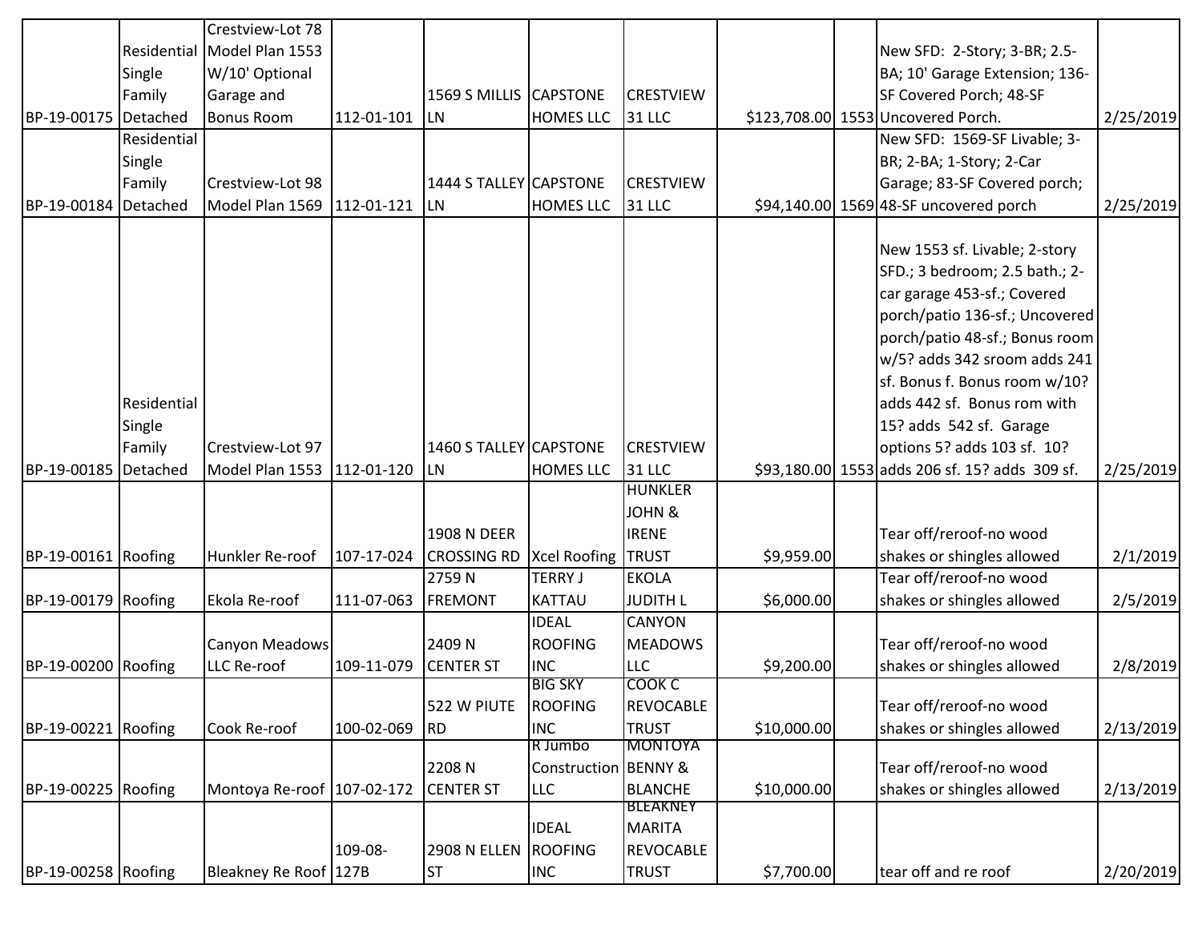| | | | | | | | | | | |
|---|---|---|---|---|---|---|---|---|---|---|
| BP-19-00175 | Residential Single Family Detached | Crestview-Lot 78 Model Plan 1553 W/10' Optional Garage and Bonus Room | 112-01-101 | 1569 S MILLIS LN | CAPSTONE HOMES LLC | CRESTVIEW 31 LLC | $123,708.00 | 1553 | New SFD: 2-Story; 3-BR; 2.5-BA; 10' Garage Extension; 136-SF Covered Porch; 48-SF Uncovered Porch. | 2/25/2019 |
| BP-19-00184 | Residential Single Family Detached | Crestview-Lot 98 Model Plan 1569 | 112-01-121 | 1444 S TALLEY LN | CAPSTONE HOMES LLC | CRESTVIEW 31 LLC | $94,140.00 | 1569 | New SFD: 1569-SF Livable; 3-BR; 2-BA; 1-Story; 2-Car Garage; 83-SF Covered porch; 48-SF uncovered porch | 2/25/2019 |
| BP-19-00185 | Residential Single Family Detached | Crestview-Lot 97 Model Plan 1553 | 112-01-120 | 1460 S TALLEY LN | CAPSTONE HOMES LLC | CRESTVIEW 31 LLC | $93,180.00 | 1553 | New 1553 sf. Livable; 2-story SFD.; 3 bedroom; 2.5 bath.; 2-car garage 453-sf.; Covered porch/patio 136-sf.; Uncovered porch/patio 48-sf.; Bonus room w/5? adds 342 sroom adds 241 sf. Bonus f. Bonus room w/10? adds 442 sf. Bonus rom with 15? adds 542 sf. Garage options 5? adds 103 sf. 10? adds 206 sf. 15? adds 309 sf. | 2/25/2019 |
| BP-19-00161 | Roofing | Hunkler Re-roof | 107-17-024 | 1908 N DEER CROSSING RD | Xcel Roofing | HUNKLER JOHN & IRENE TRUST | $9,959.00 | | Tear off/reroof-no wood shakes or shingles allowed | 2/1/2019 |
| BP-19-00179 | Roofing | Ekola Re-roof | 111-07-063 | 2759 N FREMONT | TERRY J KATTAU | EKOLA JUDITH L | $6,000.00 | | Tear off/reroof-no wood shakes or shingles allowed | 2/5/2019 |
| BP-19-00200 | Roofing | Canyon Meadows LLC Re-roof | 109-11-079 | 2409 N CENTER ST | IDEAL ROOFING INC | CANYON MEADOWS LLC | $9,200.00 | | Tear off/reroof-no wood shakes or shingles allowed | 2/8/2019 |
| BP-19-00221 | Roofing | Cook Re-roof | 100-02-069 | 522 W PIUTE RD | BIG SKY ROOFING INC | COOK C REVOCABLE TRUST | $10,000.00 | | Tear off/reroof-no wood shakes or shingles allowed | 2/13/2019 |
| BP-19-00225 | Roofing | Montoya Re-roof | 107-02-172 | 2208 N CENTER ST | R Jumbo Construction LLC | MONTOYA BENNY & BLANCHE | $10,000.00 | | Tear off/reroof-no wood shakes or shingles allowed | 2/13/2019 |
| BP-19-00258 | Roofing | Bleakney Re Roof | 109-08-127B | 2908 N ELLEN ST | IDEAL ROOFING INC | BLEAKNEY MARITA REVOCABLE TRUST | $7,700.00 | | tear off and re roof | 2/20/2019 |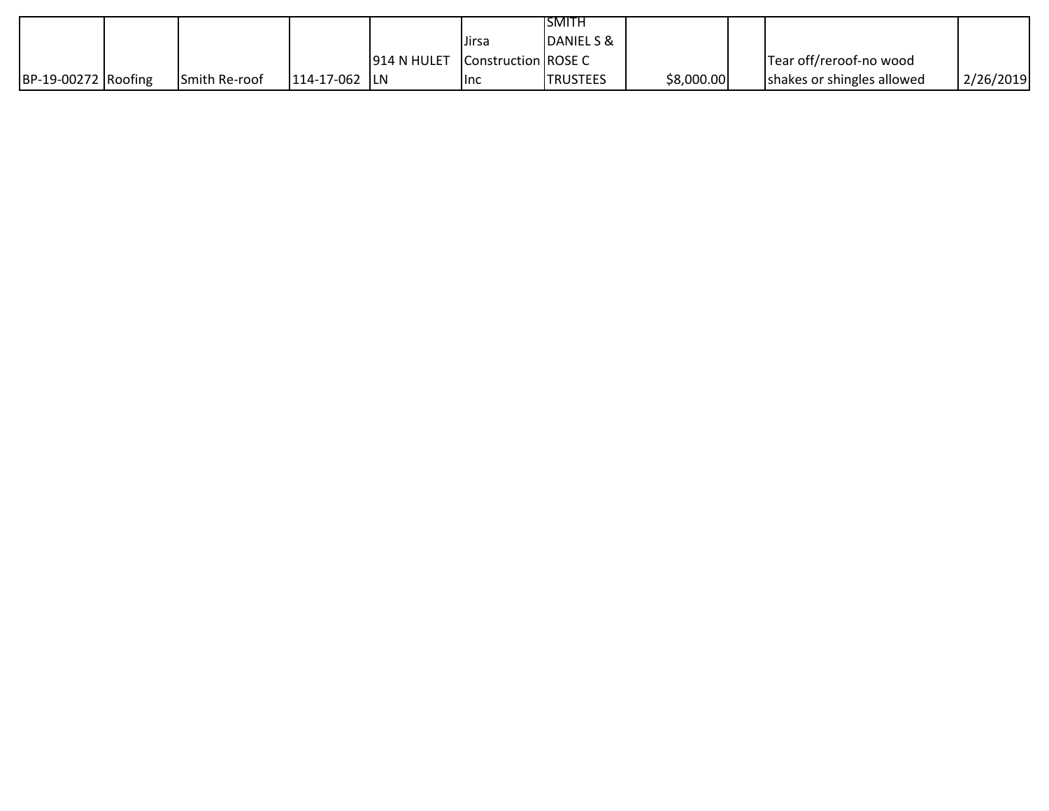| | | | | | | | | | | |
|---|---|---|---|---|---|---|---|---|---|---|
| BP-19-00272 | Roofing | Smith Re-roof | 114-17-062 | 914 N HULET LN | Jirsa Construction Inc | SMITH DANIEL S & ROSE C TRUSTEES | $8,000.00 | | Tear off/reroof-no wood shakes or shingles allowed | 2/26/2019 |